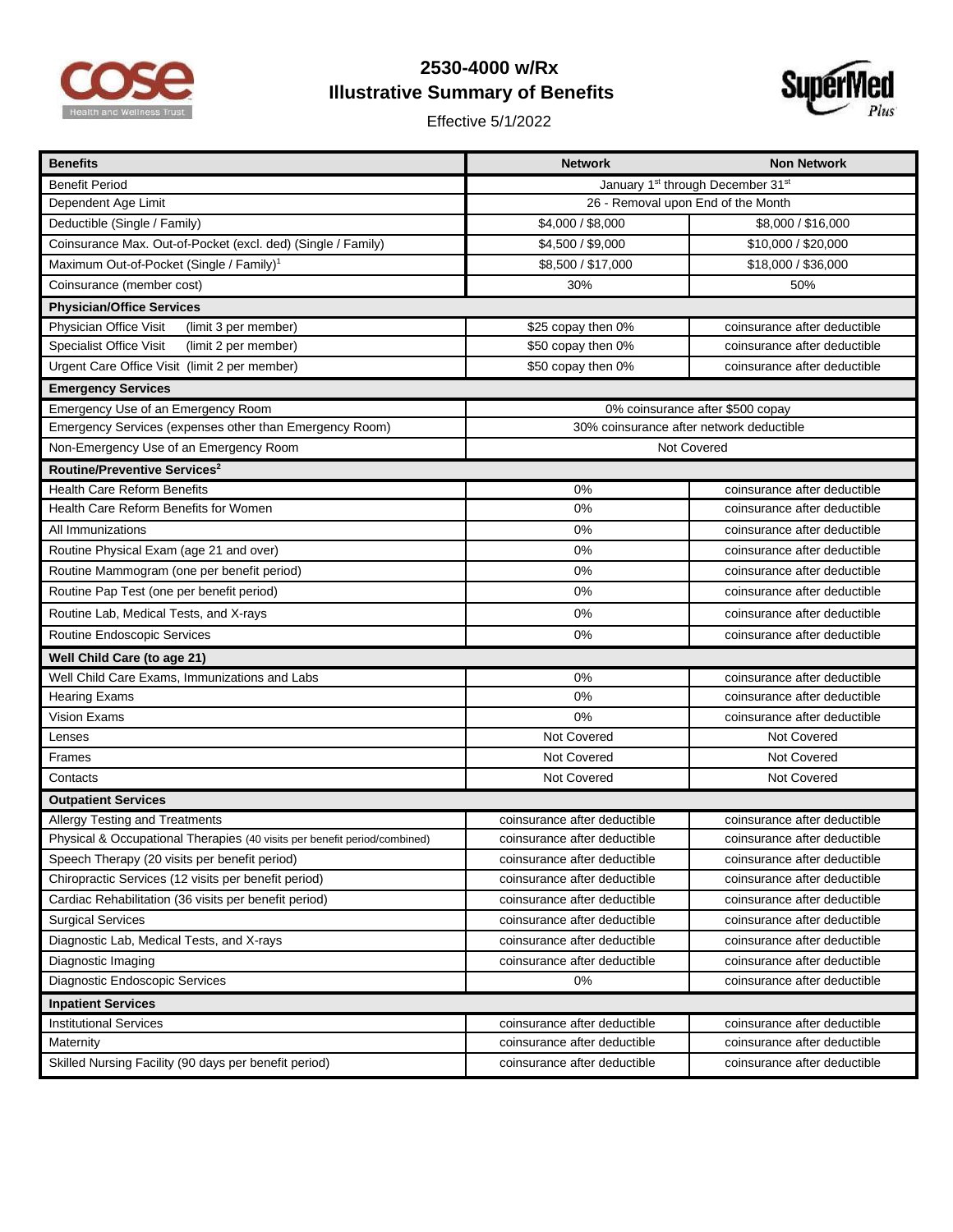# 2530-4000 w/Rx

## Illustrative Summary of Benefits

Effective 5/1/2022

| Benefits | Network | Non Network |
|---|---|---|
| Benefit Period | January 1st through December 31st | |
| Dependent Age Limit | 26 - Removal upon End of the Month | |
| Deductible (Single / Family) | $4,000 / $8,000 | $8,000 / $16,000 |
| Coinsurance Max. Out-of-Pocket (excl. ded) (Single / Family) | $4,500 / $9,000 | $10,000 / $20,000 |
| Maximum Out-of-Pocket (Single / Family)[1] | $8,500 / $17,000 | $18,000 / $36,000 |
| Coinsurance (member cost) | 30% | 50% |
| **Physician/Office Services** | | |
| Physician Office Visit (limit 3 per member) | $25 copay then 0% | coinsurance after deductible |
| Specialist Office Visit (limit 2 per member) | $50 copay then 0% | coinsurance after deductible |
| Urgent Care Office Visit (limit 2 per member) | $50 copay then 0% | coinsurance after deductible |
| **Emergency Services** | | |
| Emergency Use of an Emergency Room | 0% coinsurance after $500 copay | |
| Emergency Services (expenses other than Emergency Room) | 30% coinsurance after network deductible | |
| Non-Emergency Use of an Emergency Room | Not Covered | |
| **Routine/Preventive Services[2]** | | |
| Health Care Reform Benefits | 0% | coinsurance after deductible |
| Health Care Reform Benefits for Women | 0% | coinsurance after deductible |
| All Immunizations | 0% | coinsurance after deductible |
| Routine Physical Exam (age 21 and over) | 0% | coinsurance after deductible |
| Routine Mammogram (one per benefit period) | 0% | coinsurance after deductible |
| Routine Pap Test (one per benefit period) | 0% | coinsurance after deductible |
| Routine Lab, Medical Tests, and X-rays | 0% | coinsurance after deductible |
| Routine Endoscopic Services | 0% | coinsurance after deductible |
| **Well Child Care (to age 21)** | | |
| Well Child Care Exams, Immunizations and Labs | 0% | coinsurance after deductible |
| Hearing Exams | 0% | coinsurance after deductible |
| Vision Exams | 0% | coinsurance after deductible |
| Lenses | Not Covered | Not Covered |
| Frames | Not Covered | Not Covered |
| Contacts | Not Covered | Not Covered |
| **Outpatient Services** | | |
| Allergy Testing and Treatments | coinsurance after deductible | coinsurance after deductible |
| Physical & Occupational Therapies (40 visits per benefit period/combined) | coinsurance after deductible | coinsurance after deductible |
| Speech Therapy (20 visits per benefit period) | coinsurance after deductible | coinsurance after deductible |
| Chiropractic Services (12 visits per benefit period) | coinsurance after deductible | coinsurance after deductible |
| Cardiac Rehabilitation (36 visits per benefit period) | coinsurance after deductible | coinsurance after deductible |
| Surgical Services | coinsurance after deductible | coinsurance after deductible |
| Diagnostic Lab, Medical Tests, and X-rays | coinsurance after deductible | coinsurance after deductible |
| Diagnostic Imaging | coinsurance after deductible | coinsurance after deductible |
| Diagnostic Endoscopic Services | 0% | coinsurance after deductible |
| **Inpatient Services** | | |
| Institutional Services | coinsurance after deductible | coinsurance after deductible |
| Maternity | coinsurance after deductible | coinsurance after deductible |
| Skilled Nursing Facility (90 days per benefit period) | coinsurance after deductible | coinsurance after deductible |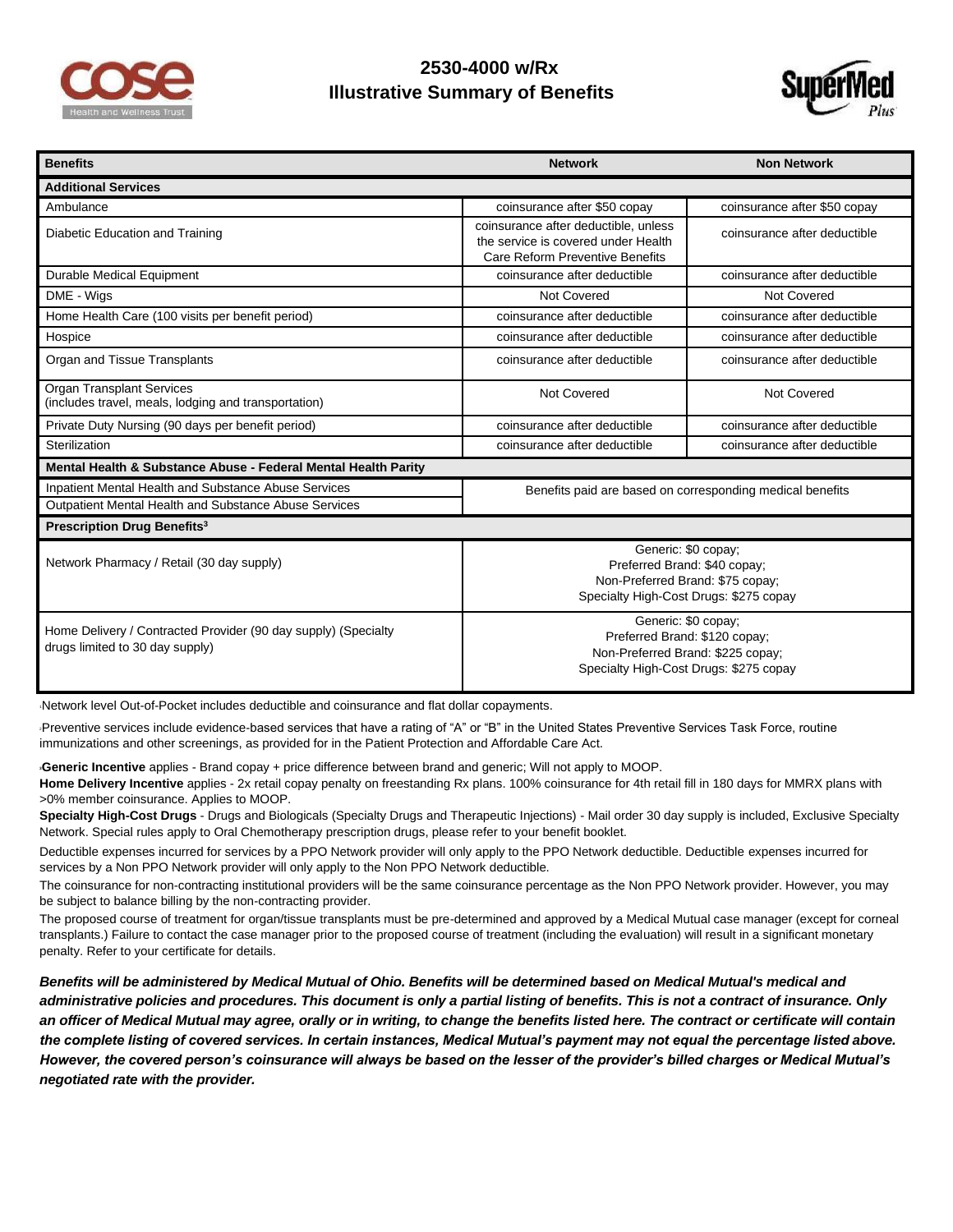# 2530-4000 w/Rx
# Illustrative Summary of Benefits

| Benefits | Network | Non Network |
|---|---|---|
| **Additional Services** | | |
| Ambulance | coinsurance after $50 copay | coinsurance after $50 copay |
| Diabetic Education and Training | coinsurance after deductible, unless the service is covered under Health Care Reform Preventive Benefits | coinsurance after deductible |
| Durable Medical Equipment | coinsurance after deductible | coinsurance after deductible |
| DME - Wigs | Not Covered | Not Covered |
| Home Health Care (100 visits per benefit period) | coinsurance after deductible | coinsurance after deductible |
| Hospice | coinsurance after deductible | coinsurance after deductible |
| Organ and Tissue Transplants | coinsurance after deductible | coinsurance after deductible |
| Organ Transplant Services (includes travel, meals, lodging and transportation) | Not Covered | Not Covered |
| Private Duty Nursing (90 days per benefit period) | coinsurance after deductible | coinsurance after deductible |
| Sterilization | coinsurance after deductible | coinsurance after deductible |
| **Mental Health & Substance Abuse - Federal Mental Health Parity** | | |
| Inpatient Mental Health and Substance Abuse Services | Benefits paid are based on corresponding medical benefits | |
| Outpatient Mental Health and Substance Abuse Services | | |
| **Prescription Drug Benefits[3]** | | |
| Network Pharmacy / Retail (30 day supply) | Generic: $0 copay; Preferred Brand: $40 copay; Non-Preferred Brand: $75 copay; Specialty High-Cost Drugs: $275 copay | |
| Home Delivery / Contracted Provider (90 day supply) (Specialty drugs limited to 30 day supply) | Generic: $0 copay; Preferred Brand: $120 copay; Non-Preferred Brand: $225 copay; Specialty High-Cost Drugs: $275 copay | |

[1]Network level Out-of-Pocket includes deductible and coinsurance and flat dollar copayments.

[2]Preventive services include evidence-based services that have a rating of “A” or “B” in the United States Preventive Services Task Force, routine immunizations and other screenings, as provided for in the Patient Protection and Affordable Care Act.

[3]**Generic Incentive** applies - Brand copay + price difference between brand and generic; Will not apply to MOOP.
**Home Delivery Incentive** applies - 2x retail copay penalty on freestanding Rx plans. 100% coinsurance for 4th retail fill in 180 days for MMRX plans with >0% member coinsurance. Applies to MOOP.
**Specialty High-Cost Drugs** - Drugs and Biologicals (Specialty Drugs and Therapeutic Injections) - Mail order 30 day supply is included, Exclusive Specialty Network. Special rules apply to Oral Chemotherapy prescription drugs, please refer to your benefit booklet.

Deductible expenses incurred for services by a PPO Network provider will only apply to the PPO Network deductible. Deductible expenses incurred for services by a Non PPO Network provider will only apply to the Non PPO Network deductible.

The coinsurance for non-contracting institutional providers will be the same coinsurance percentage as the Non PPO Network provider. However, you may be subject to balance billing by the non-contracting provider.

The proposed course of treatment for organ/tissue transplants must be pre-determined and approved by a Medical Mutual case manager (except for corneal transplants.) Failure to contact the case manager prior to the proposed course of treatment (including the evaluation) will result in a significant monetary penalty. Refer to your certificate for details.

***Benefits will be administered by Medical Mutual of Ohio. Benefits will be determined based on Medical Mutual's medical and administrative policies and procedures. This document is only a partial listing of benefits. This is not a contract of insurance. Only an officer of Medical Mutual may agree, orally or in writing, to change the benefits listed here. The contract or certificate will contain the complete listing of covered services. In certain instances, Medical Mutual's payment may not equal the percentage listed above. However, the covered person's coinsurance will always be based on the lesser of the provider's billed charges or Medical Mutual's negotiated rate with the provider.***